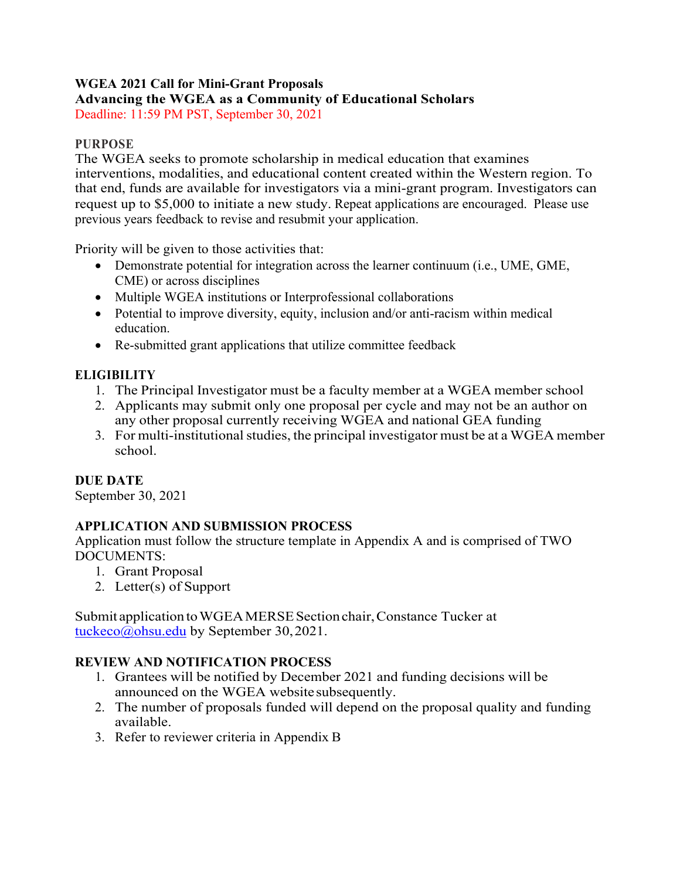**WGEA 2021 Call for Mini-Grant Proposals**
**Advancing the WGEA as a Community of Educational Scholars**
Deadline: 11:59 PM PST, September 30, 2021

## PURPOSE

The WGEA seeks to promote scholarship in medical education that examines interventions, modalities, and educational content created within the Western region. To that end, funds are available for investigators via a mini-grant program. Investigators can request up to $5,000 to initiate a new study. Repeat applications are encouraged. Please use previous years feedback to revise and resubmit your application.

Priority will be given to those activities that:

- Demonstrate potential for integration across the learner continuum (i.e., UME, GME, CME) or across disciplines
- Multiple WGEA institutions or Interprofessional collaborations
- Potential to improve diversity, equity, inclusion and/or anti-racism within medical education.
- Re-submitted grant applications that utilize committee feedback

## ELIGIBILITY

1. The Principal Investigator must be a faculty member at a WGEA member school
2. Applicants may submit only one proposal per cycle and may not be an author on any other proposal currently receiving WGEA and national GEA funding
3. For multi-institutional studies, the principal investigator must be at a WGEA member school.

## DUE DATE

September 30, 2021

## APPLICATION AND SUBMISSION PROCESS

Application must follow the structure template in Appendix A and is comprised of TWO DOCUMENTS:

1. Grant Proposal
2. Letter(s) of Support

Submit application to WGEA MERSE Section chair, Constance Tucker at tuckeco@ohsu.edu by September 30, 2021.

## REVIEW AND NOTIFICATION PROCESS

1. Grantees will be notified by December 2021 and funding decisions will be announced on the WGEA website subsequently.
2. The number of proposals funded will depend on the proposal quality and funding available.
3. Refer to reviewer criteria in Appendix B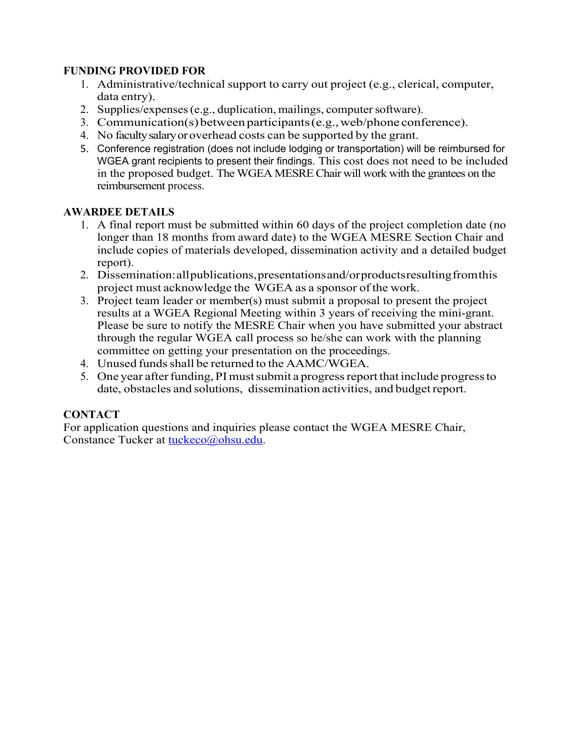**FUNDING PROVIDED FOR**

1. Administrative/technical support to carry out project (e.g., clerical, computer, data entry).
2. Supplies/expenses (e.g., duplication, mailings, computer software).
3. Communication(s) between participants (e.g., web/phone conference).
4. No faculty salary or overhead costs can be supported by the grant.
5. Conference registration (does not include lodging or transportation) will be reimbursed for WGEA grant recipients to present their findings. This cost does not need to be included in the proposed budget. The WGEA MESRE Chair will work with the grantees on the reimbursement process.

**AWARDEE DETAILS**

1. A final report must be submitted within 60 days of the project completion date (no longer than 18 months from award date) to the WGEA MESRE Section Chair and include copies of materials developed, dissemination activity and a detailed budget report).
2. Dissemination: all publications, presentations and/or products resulting from this project must acknowledge the WGEA as a sponsor of the work.
3. Project team leader or member(s) must submit a proposal to present the project results at a WGEA Regional Meeting within 3 years of receiving the mini-grant. Please be sure to notify the MESRE Chair when you have submitted your abstract through the regular WGEA call process so he/she can work with the planning committee on getting your presentation on the proceedings.
4. Unused funds shall be returned to the AAMC/WGEA.
5. One year after funding, PI must submit a progress report that include progress to date, obstacles and solutions, dissemination activities, and budget report.

**CONTACT**

For application questions and inquiries please contact the WGEA MESRE Chair, Constance Tucker at tuckeco@ohsu.edu.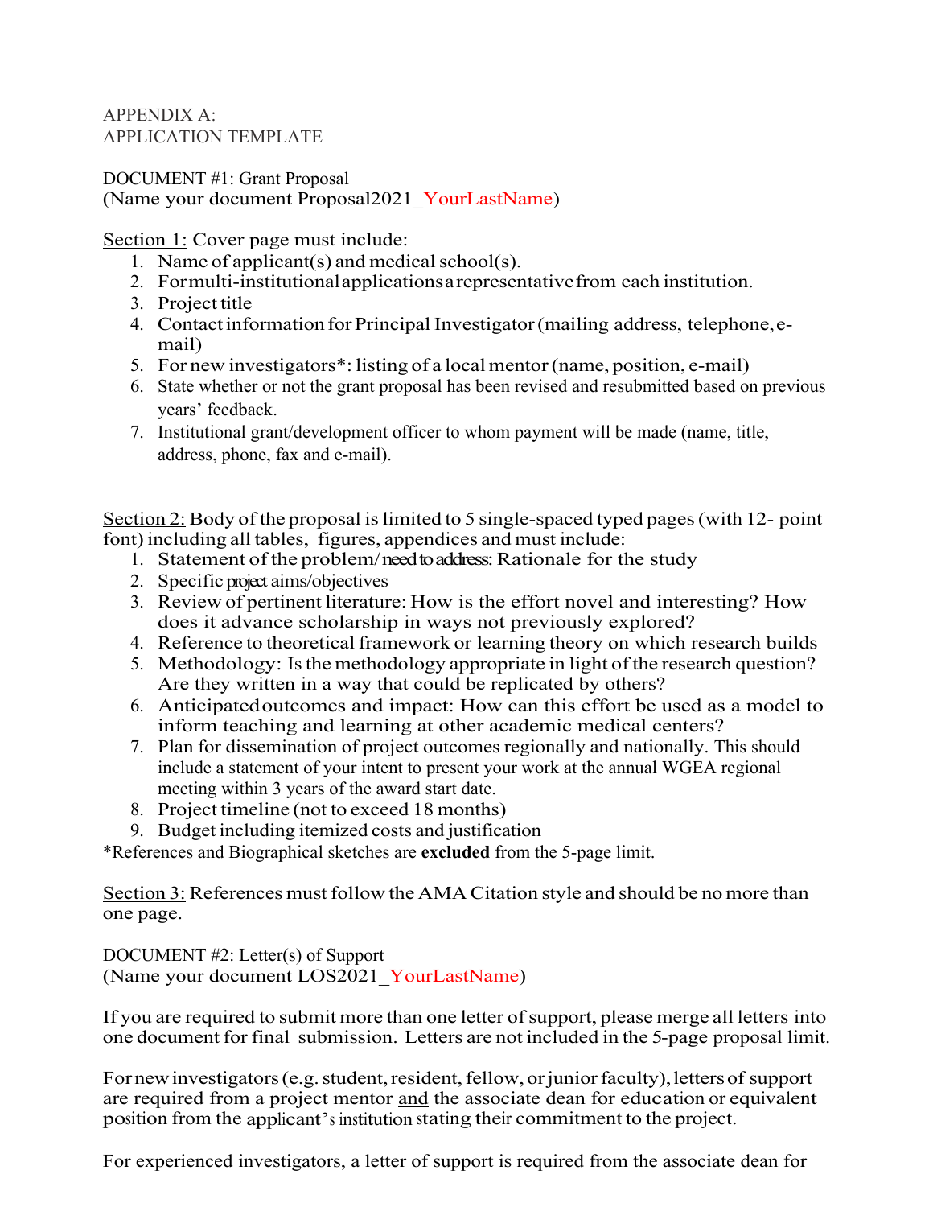APPENDIX A:
APPLICATION TEMPLATE

DOCUMENT #1: Grant Proposal
(Name your document Proposal2021_YourLastName)

<u>Section 1:</u> Cover page must include:

1. Name of applicant(s) and medical school(s).
2. For multi-institutional applications a representative from each institution.
3. Project title
4. Contact information for Principal Investigator (mailing address, telephone, e-mail)
5. For new investigators*: listing of a local mentor (name, position, e-mail)
6. State whether or not the grant proposal has been revised and resubmitted based on previous years' feedback.
7. Institutional grant/development officer to whom payment will be made (name, title, address, phone, fax and e-mail).

<u>Section 2:</u> Body of the proposal is limited to 5 single-spaced typed pages (with 12- point font) including all tables, figures, appendices and must include:

1. Statement of the problem/need to address: Rationale for the study
2. Specific project aims/objectives
3. Review of pertinent literature: How is the effort novel and interesting? How does it advance scholarship in ways not previously explored?
4. Reference to theoretical framework or learning theory on which research builds
5. Methodology: Is the methodology appropriate in light of the research question? Are they written in a way that could be replicated by others?
6. Anticipated outcomes and impact: How can this effort be used as a model to inform teaching and learning at other academic medical centers?
7. Plan for dissemination of project outcomes regionally and nationally. This should include a statement of your intent to present your work at the annual WGEA regional meeting within 3 years of the award start date.
8. Project timeline (not to exceed 18 months)
9. Budget including itemized costs and justification

*References and Biographical sketches are **excluded** from the 5-page limit.

<u>Section 3:</u> References must follow the AMA Citation style and should be no more than one page.

DOCUMENT #2: Letter(s) of Support
(Name your document LOS2021_YourLastName)

If you are required to submit more than one letter of support, please merge all letters into one document for final submission. Letters are not included in the 5-page proposal limit.

For new investigators (e.g. student, resident, fellow, or junior faculty), letters of support are required from a project mentor <u>and</u> the associate dean for education or equivalent position from the applicant's institution stating their commitment to the project.

For experienced investigators, a letter of support is required from the associate dean for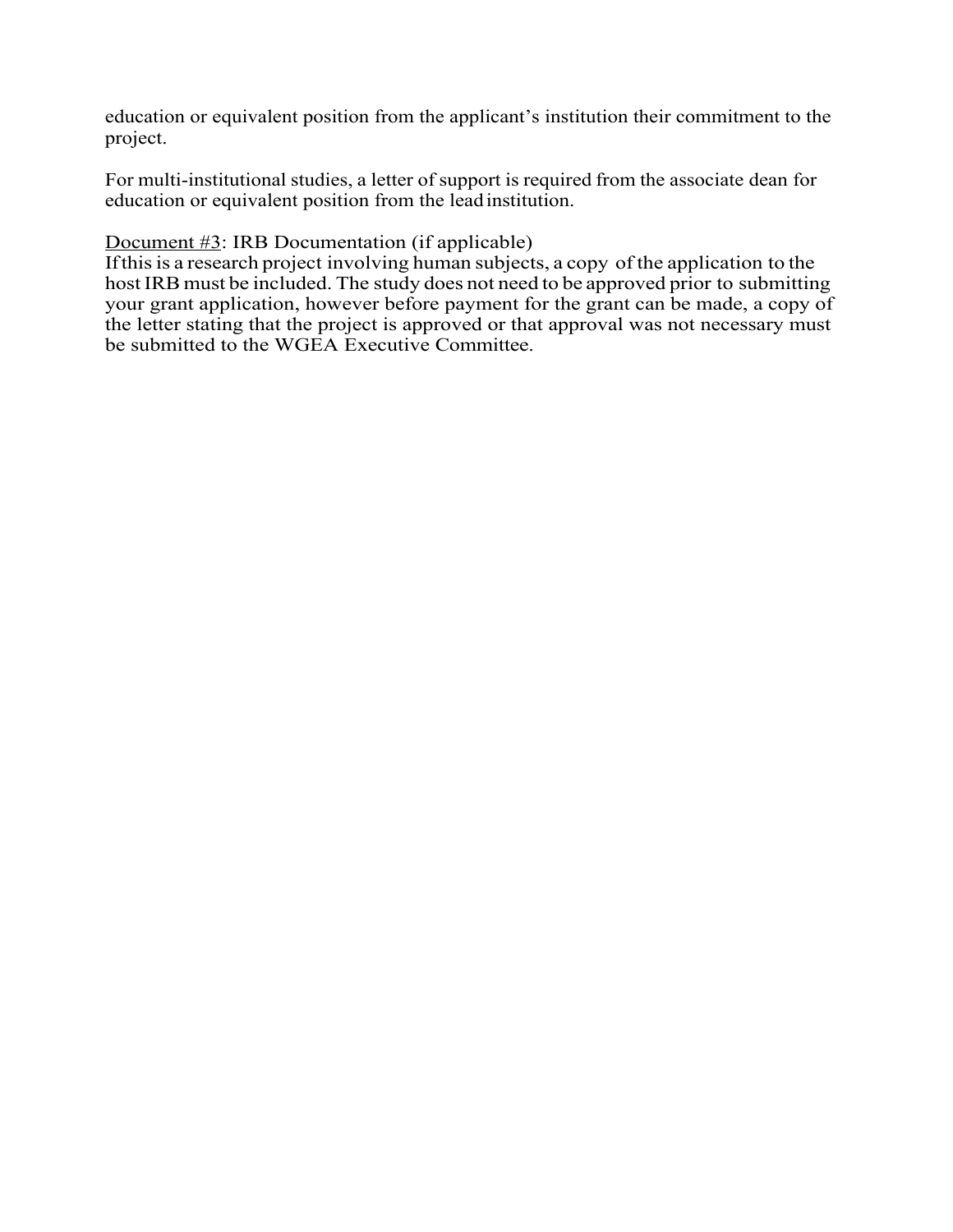education or equivalent position from the applicant's institution their commitment to the project.

For multi-institutional studies, a letter of support is required from the associate dean for education or equivalent position from the lead institution.

<u>Document #3</u>: IRB Documentation (if applicable)
If this is a research project involving human subjects, a copy of the application to the host IRB must be included. The study does not need to be approved prior to submitting your grant application, however before payment for the grant can be made, a copy of the letter stating that the project is approved or that approval was not necessary must be submitted to the WGEA Executive Committee.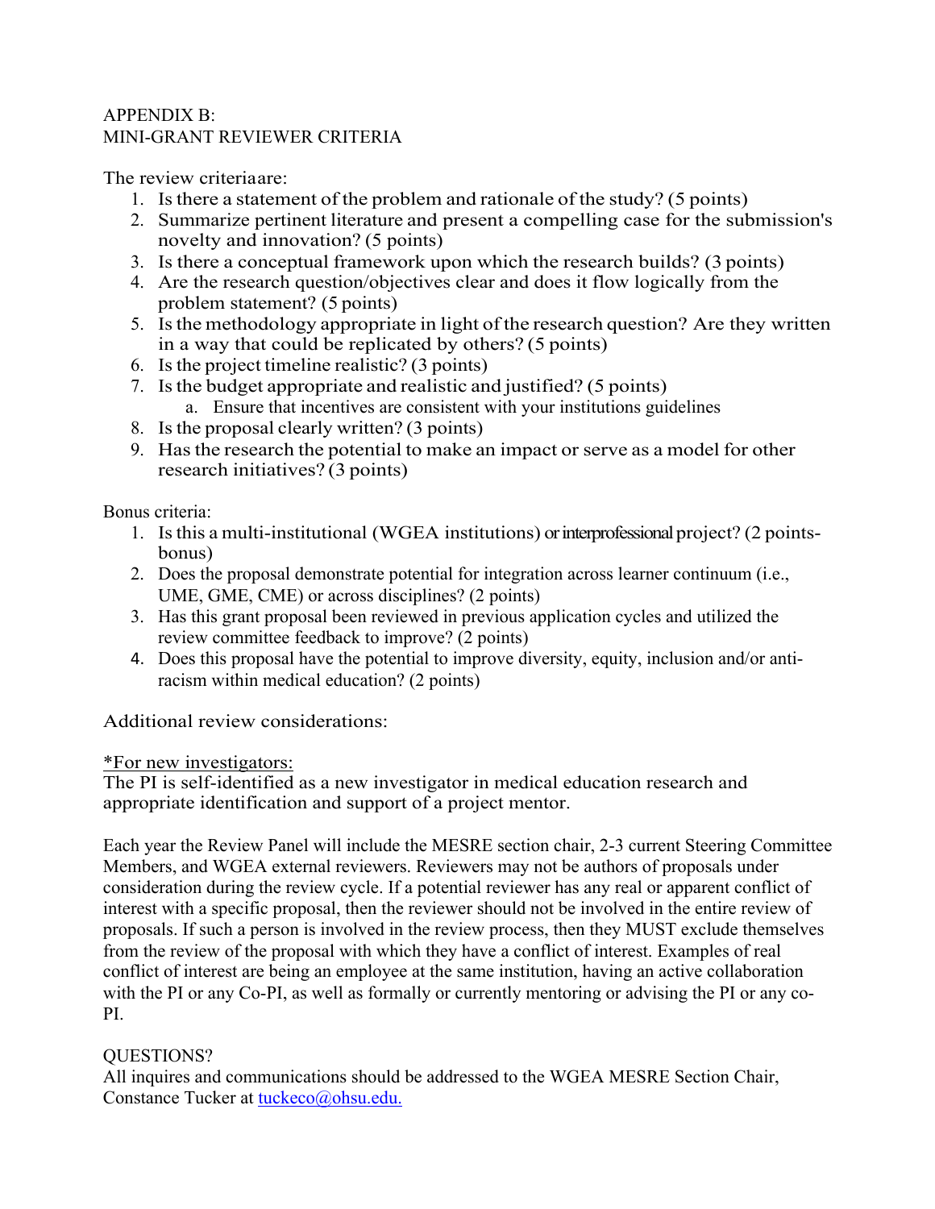APPENDIX B:
MINI-GRANT REVIEWER CRITERIA

The review criteriaare:

1. Is there a statement of the problem and rationale of the study? (5 points)
2. Summarize pertinent literature and present a compelling case for the submission's novelty and innovation? (5 points)
3. Is there a conceptual framework upon which the research builds? (3 points)
4. Are the research question/objectives clear and does it flow logically from the problem statement? (5 points)
5. Is the methodology appropriate in light of the research question? Are they written in a way that could be replicated by others? (5 points)
6. Is the project timeline realistic? (3 points)
7. Is the budget appropriate and realistic and justified? (5 points)
   a. Ensure that incentives are consistent with your institutions guidelines
8. Is the proposal clearly written? (3 points)
9. Has the research the potential to make an impact or serve as a model for other research initiatives? (3 points)

Bonus criteria:

1. Is this a multi-institutional (WGEA institutions) or interprofessional project? (2 points-bonus)
2. Does the proposal demonstrate potential for integration across learner continuum (i.e., UME, GME, CME) or across disciplines? (2 points)
3. Has this grant proposal been reviewed in previous application cycles and utilized the review committee feedback to improve? (2 points)
4. Does this proposal have the potential to improve diversity, equity, inclusion and/or anti-racism within medical education? (2 points)

Additional review considerations:

*For new investigators:*
The PI is self-identified as a new investigator in medical education research and appropriate identification and support of a project mentor.

Each year the Review Panel will include the MESRE section chair, 2-3 current Steering Committee Members, and WGEA external reviewers. Reviewers may not be authors of proposals under consideration during the review cycle. If a potential reviewer has any real or apparent conflict of interest with a specific proposal, then the reviewer should not be involved in the entire review of proposals. If such a person is involved in the review process, then they MUST exclude themselves from the review of the proposal with which they have a conflict of interest. Examples of real conflict of interest are being an employee at the same institution, having an active collaboration with the PI or any Co-PI, as well as formally or currently mentoring or advising the PI or any co-PI.

QUESTIONS?
All inquires and communications should be addressed to the WGEA MESRE Section Chair, Constance Tucker at tuckeco@ohsu.edu.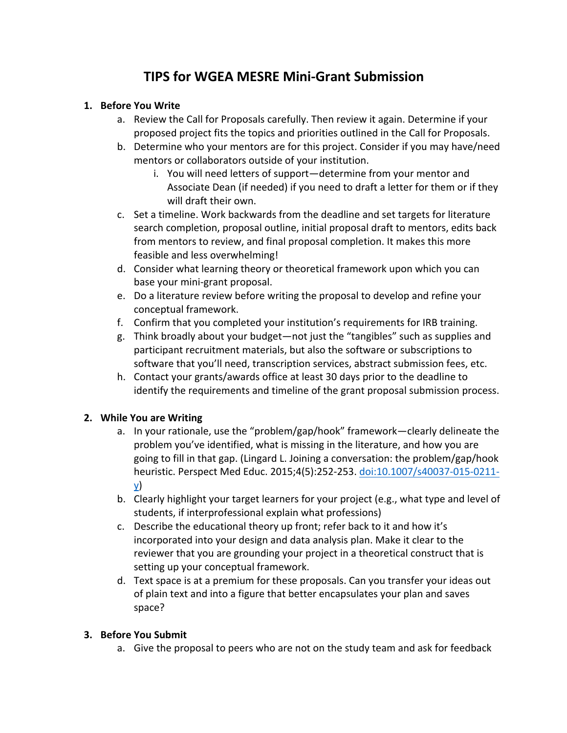# TIPS for WGEA MESRE Mini-Grant Submission

1. **Before You Write**
    a. Review the Call for Proposals carefully. Then review it again. Determine if your proposed project fits the topics and priorities outlined in the Call for Proposals.
    b. Determine who your mentors are for this project. Consider if you may have/need mentors or collaborators outside of your institution.
        i. You will need letters of support—determine from your mentor and Associate Dean (if needed) if you need to draft a letter for them or if they will draft their own.
    c. Set a timeline. Work backwards from the deadline and set targets for literature search completion, proposal outline, initial proposal draft to mentors, edits back from mentors to review, and final proposal completion. It makes this more feasible and less overwhelming!
    d. Consider what learning theory or theoretical framework upon which you can base your mini-grant proposal.
    e. Do a literature review before writing the proposal to develop and refine your conceptual framework.
    f. Confirm that you completed your institution's requirements for IRB training.
    g. Think broadly about your budget—not just the "tangibles" such as supplies and participant recruitment materials, but also the software or subscriptions to software that you'll need, transcription services, abstract submission fees, etc.
    h. Contact your grants/awards office at least 30 days prior to the deadline to identify the requirements and timeline of the grant proposal submission process.

2. **While You are Writing**
    a. In your rationale, use the "problem/gap/hook" framework—clearly delineate the problem you've identified, what is missing in the literature, and how you are going to fill in that gap. (Lingard L. Joining a conversation: the problem/gap/hook heuristic. Perspect Med Educ. 2015;4(5):252-253. doi:10.1007/s40037-015-0211-y)
    b. Clearly highlight your target learners for your project (e.g., what type and level of students, if interprofessional explain what professions)
    c. Describe the educational theory up front; refer back to it and how it's incorporated into your design and data analysis plan. Make it clear to the reviewer that you are grounding your project in a theoretical construct that is setting up your conceptual framework.
    d. Text space is at a premium for these proposals. Can you transfer your ideas out of plain text and into a figure that better encapsulates your plan and saves space?

3. **Before You Submit**
    a. Give the proposal to peers who are not on the study team and ask for feedback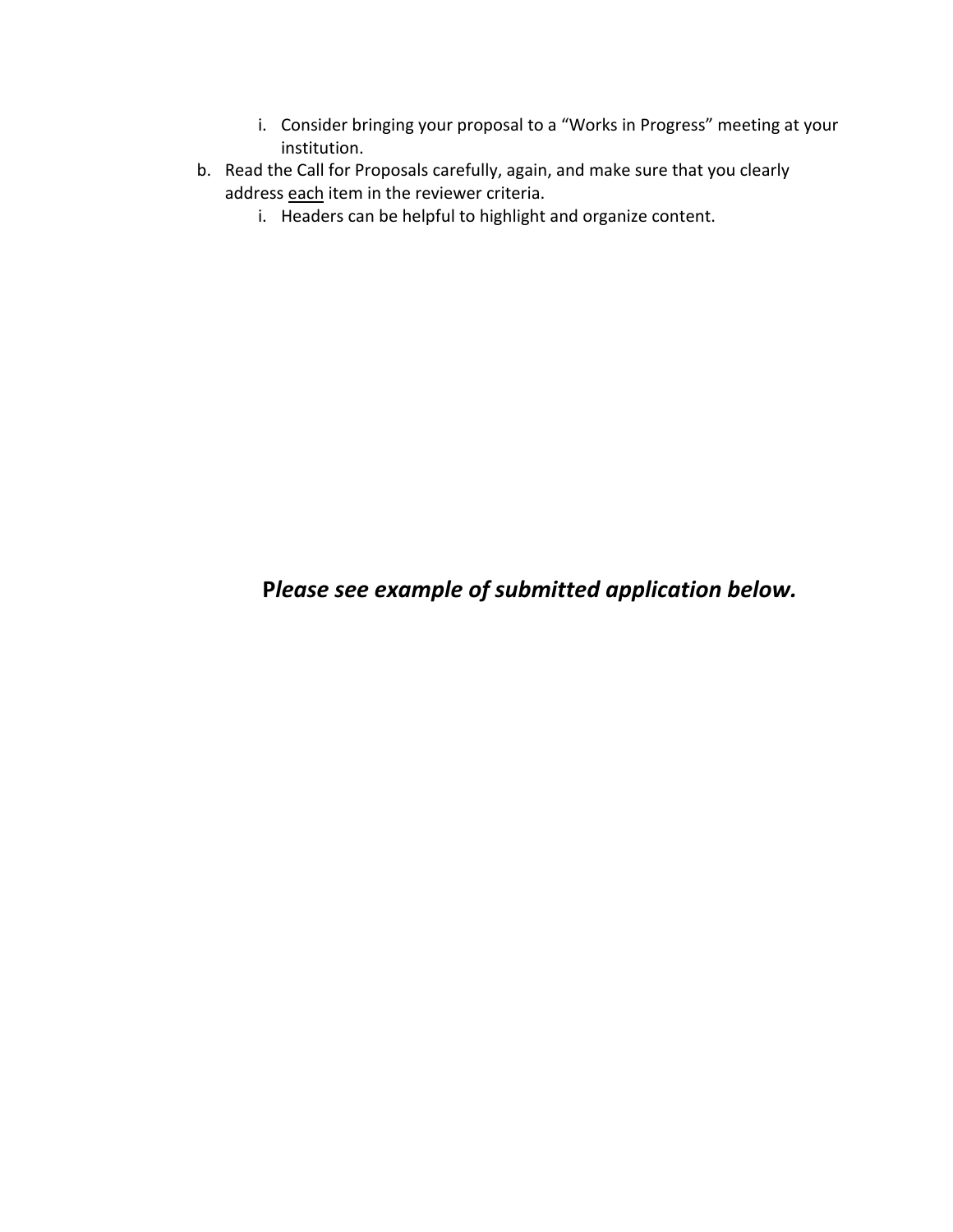i. Consider bringing your proposal to a "Works in Progress" meeting at your institution.

b. Read the Call for Proposals carefully, again, and make sure that you clearly address <u>each</u> item in the reviewer criteria.
   i. Headers can be helpful to highlight and organize content.

**P*lease see example of submitted application below.***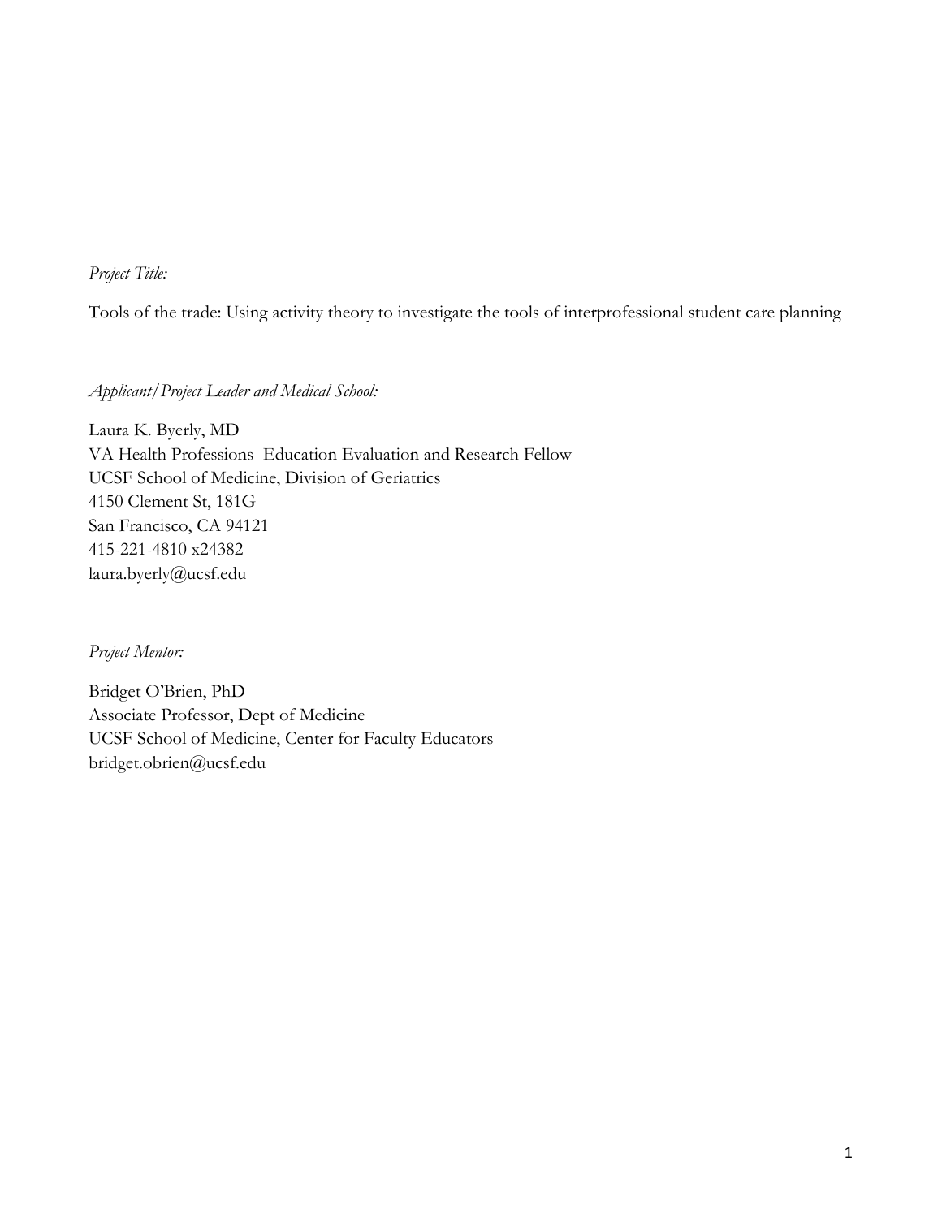*Project Title:*

Tools of the trade: Using activity theory to investigate the tools of interprofessional student care planning

*Applicant/Project Leader and Medical School:*

Laura K. Byerly, MD
VA Health Professions Education Evaluation and Research Fellow
UCSF School of Medicine, Division of Geriatrics
4150 Clement St, 181G
San Francisco, CA 94121
415-221-4810 x24382
laura.byerly@ucsf.edu

*Project Mentor:*

Bridget O'Brien, PhD
Associate Professor, Dept of Medicine
UCSF School of Medicine, Center for Faculty Educators
bridget.obrien@ucsf.edu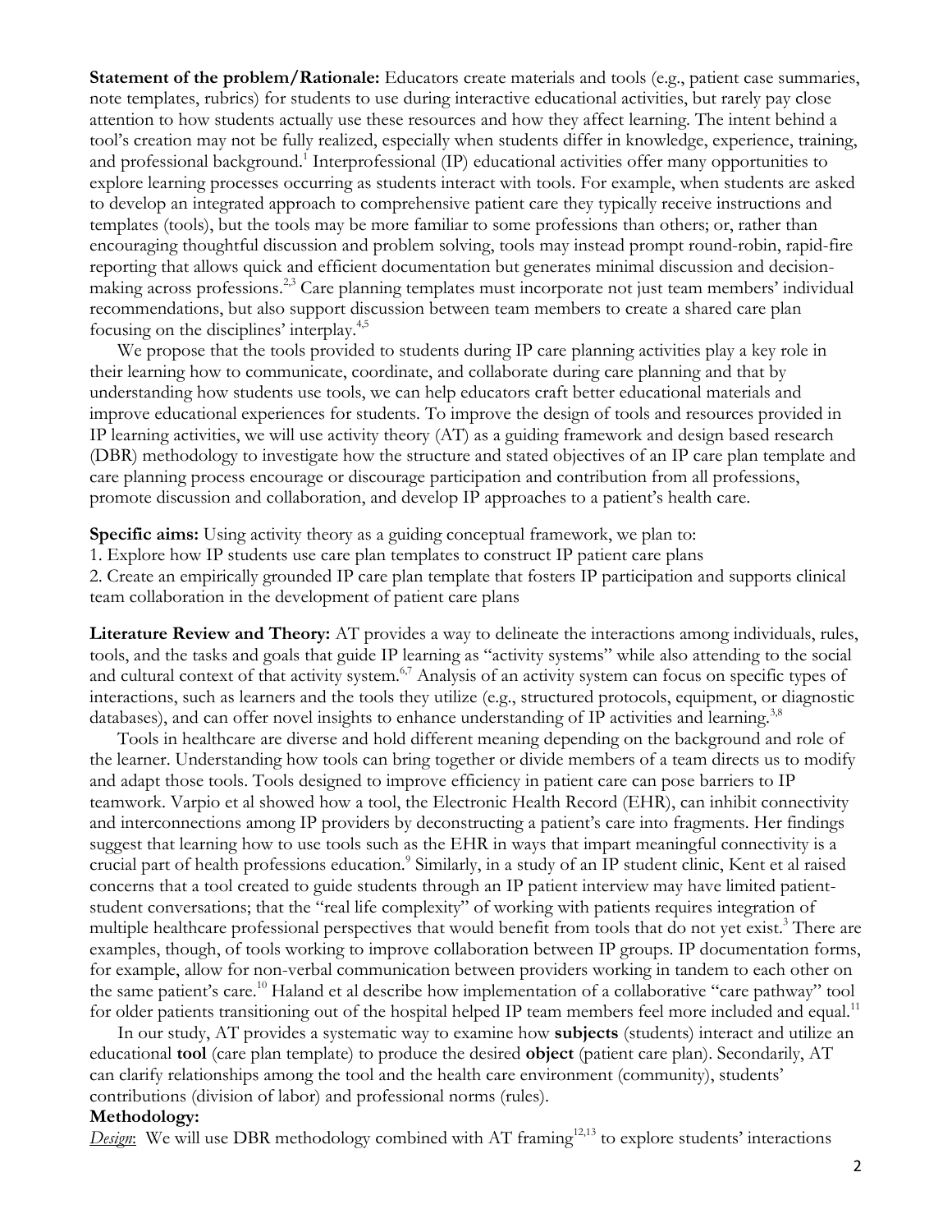**Statement of the problem/Rationale:** Educators create materials and tools (e.g., patient case summaries, note templates, rubrics) for students to use during interactive educational activities, but rarely pay close attention to how students actually use these resources and how they affect learning. The intent behind a tool's creation may not be fully realized, especially when students differ in knowledge, experience, training, and professional background.[1] Interprofessional (IP) educational activities offer many opportunities to explore learning processes occurring as students interact with tools. For example, when students are asked to develop an integrated approach to comprehensive patient care they typically receive instructions and templates (tools), but the tools may be more familiar to some professions than others; or, rather than encouraging thoughtful discussion and problem solving, tools may instead prompt round-robin, rapid-fire reporting that allows quick and efficient documentation but generates minimal discussion and decision-making across professions.[2,3] Care planning templates must incorporate not just team members' individual recommendations, but also support discussion between team members to create a shared care plan focusing on the disciplines' interplay.[4,5]

We propose that the tools provided to students during IP care planning activities play a key role in their learning how to communicate, coordinate, and collaborate during care planning and that by understanding how students use tools, we can help educators craft better educational materials and improve educational experiences for students. To improve the design of tools and resources provided in IP learning activities, we will use activity theory (AT) as a guiding framework and design based research (DBR) methodology to investigate how the structure and stated objectives of an IP care plan template and care planning process encourage or discourage participation and contribution from all professions, promote discussion and collaboration, and develop IP approaches to a patient's health care.

**Specific aims:** Using activity theory as a guiding conceptual framework, we plan to:

1. Explore how IP students use care plan templates to construct IP patient care plans
2. Create an empirically grounded IP care plan template that fosters IP participation and supports clinical team collaboration in the development of patient care plans

**Literature Review and Theory:** AT provides a way to delineate the interactions among individuals, rules, tools, and the tasks and goals that guide IP learning as "activity systems" while also attending to the social and cultural context of that activity system.[6,7] Analysis of an activity system can focus on specific types of interactions, such as learners and the tools they utilize (e.g., structured protocols, equipment, or diagnostic databases), and can offer novel insights to enhance understanding of IP activities and learning.[3,8]

Tools in healthcare are diverse and hold different meaning depending on the background and role of the learner. Understanding how tools can bring together or divide members of a team directs us to modify and adapt those tools. Tools designed to improve efficiency in patient care can pose barriers to IP teamwork. Varpio et al showed how a tool, the Electronic Health Record (EHR), can inhibit connectivity and interconnections among IP providers by deconstructing a patient's care into fragments. Her findings suggest that learning how to use tools such as the EHR in ways that impart meaningful connectivity is a crucial part of health professions education.[9] Similarly, in a study of an IP student clinic, Kent et al raised concerns that a tool created to guide students through an IP patient interview may have limited patient-student conversations; that the "real life complexity" of working with patients requires integration of multiple healthcare professional perspectives that would benefit from tools that do not yet exist.[3] There are examples, though, of tools working to improve collaboration between IP groups. IP documentation forms, for example, allow for non-verbal communication between providers working in tandem to each other on the same patient's care.[10] Haland et al describe how implementation of a collaborative "care pathway" tool for older patients transitioning out of the hospital helped IP team members feel more included and equal.[11]

In our study, AT provides a systematic way to examine how **subjects** (students) interact and utilize an educational **tool** (care plan template) to produce the desired **object** (patient care plan). Secondarily, AT can clarify relationships among the tool and the health care environment (community), students' contributions (division of labor) and professional norms (rules).

**Methodology:**

*Design*: We will use DBR methodology combined with AT framing[12,13] to explore students' interactions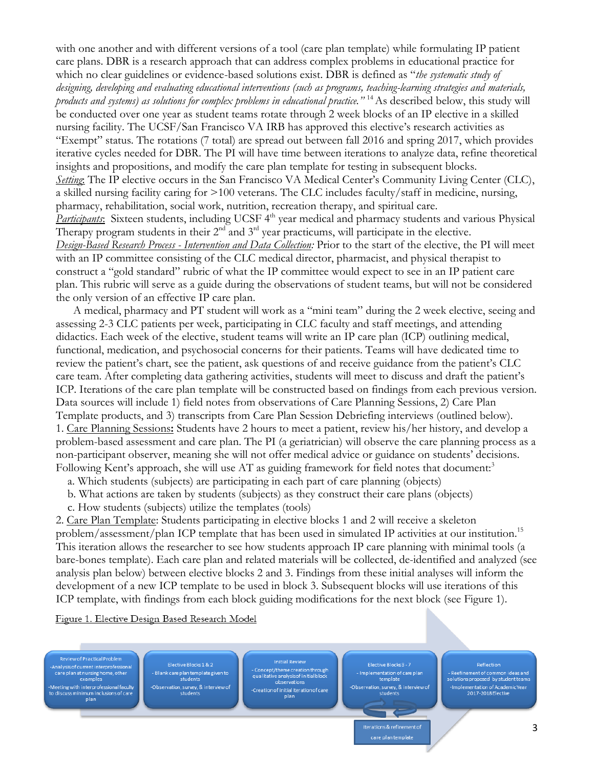with one another and with different versions of a tool (care plan template) while formulating IP patient care plans. DBR is a research approach that can address complex problems in educational practice for which no clear guidelines or evidence-based solutions exist. DBR is defined as "*the systematic study of designing, developing and evaluating educational interventions (such as programs, teaching-learning strategies and materials, products and systems) as solutions for complex problems in educational practice.*"[14] As described below, this study will be conducted over one year as student teams rotate through 2 week blocks of an IP elective in a skilled nursing facility. The UCSF/San Francisco VA IRB has approved this elective's research activities as "Exempt" status. The rotations (7 total) are spread out between fall 2016 and spring 2017, which provides iterative cycles needed for DBR. The PI will have time between iterations to analyze data, refine theoretical insights and propositions, and modify the care plan template for testing in subsequent blocks.

*Setting*: The IP elective occurs in the San Francisco VA Medical Center's Community Living Center (CLC), a skilled nursing facility caring for >100 veterans. The CLC includes faculty/staff in medicine, nursing, pharmacy, rehabilitation, social work, nutrition, recreation therapy, and spiritual care.

*Participants*: Sixteen students, including UCSF 4th year medical and pharmacy students and various Physical Therapy program students in their 2nd and 3rd year practicums, will participate in the elective.

*Design-Based Research Process - Intervention and Data Collection:* Prior to the start of the elective, the PI will meet with an IP committee consisting of the CLC medical director, pharmacist, and physical therapist to construct a "gold standard" rubric of what the IP committee would expect to see in an IP patient care plan. This rubric will serve as a guide during the observations of student teams, but will not be considered the only version of an effective IP care plan.

A medical, pharmacy and PT student will work as a "mini team" during the 2 week elective, seeing and assessing 2-3 CLC patients per week, participating in CLC faculty and staff meetings, and attending didactics. Each week of the elective, student teams will write an IP care plan (ICP) outlining medical, functional, medication, and psychosocial concerns for their patients. Teams will have dedicated time to review the patient's chart, see the patient, ask questions of and receive guidance from the patient's CLC care team. After completing data gathering activities, students will meet to discuss and draft the patient's ICP. Iterations of the care plan template will be constructed based on findings from each previous version. Data sources will include 1) field notes from observations of Care Planning Sessions, 2) Care Plan Template products, and 3) transcripts from Care Plan Session Debriefing interviews (outlined below).

1. Care Planning Sessions: Students have 2 hours to meet a patient, review his/her history, and develop a problem-based assessment and care plan. The PI (a geriatrician) will observe the care planning process as a non-participant observer, meaning she will not offer medical advice or guidance on students' decisions. Following Kent's approach, she will use AT as guiding framework for field notes that document:[3]

   a. Which students (subjects) are participating in each part of care planning (objects)
   b. What actions are taken by students (subjects) as they construct their care plans (objects)
   c. How students (subjects) utilize the templates (tools)

2. Care Plan Template: Students participating in elective blocks 1 and 2 will receive a skeleton problem/assessment/plan ICP template that has been used in simulated IP activities at our institution.[15] This iteration allows the researcher to see how students approach IP care planning with minimal tools (a bare-bones template). Each care plan and related materials will be collected, de-identified and analyzed (see analysis plan below) between elective blocks 2 and 3. Findings from these initial analyses will inform the development of a new ICP template to be used in block 3. Subsequent blocks will use iterations of this ICP template, with findings from each block guiding modifications for the next block (see Figure 1).

Figure 1. Elective Design Based Research Model

| Review of Practical Problem | Elective Blocks 1 & 2 | Initial Review | Elective Blocks 3 - 7 | Reflection |
|---|---|---|---|---|
| -Analysis of current interprofessional care plan at nursing home, other examples<br>-Meeting with interprofessional faculty to discuss minimum inclusions of care plan | - Blank care plan template given to students<br>-Observation, survey, & interview of students | - Concept/theme creation through qualitative analysis of initial block observations<br>-Creation of initial iteration of care plan | - Implementation of care plan template<br>-Observation, survey, & interview of students<br>(Iterations & refinement of care plan template) | - Refinement of common ideas and solutions proposed by student teams<br>-Implementation of Academic Year 2017-2018 Elective |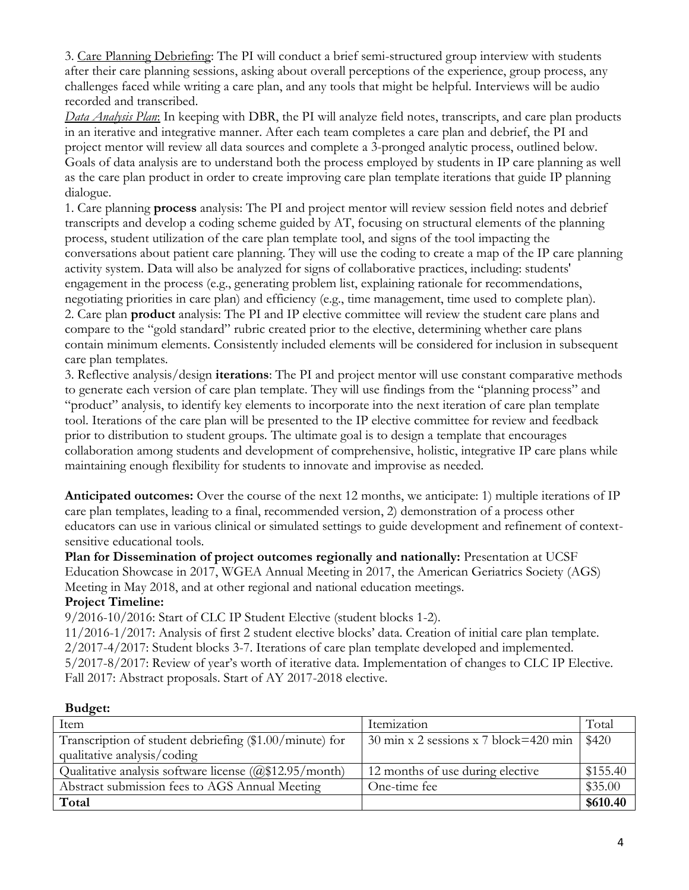3. Care Planning Debriefing: The PI will conduct a brief semi-structured group interview with students after their care planning sessions, asking about overall perceptions of the experience, group process, any challenges faced while writing a care plan, and any tools that might be helpful. Interviews will be audio recorded and transcribed.

*Data Analysis Plan*: In keeping with DBR, the PI will analyze field notes, transcripts, and care plan products in an iterative and integrative manner. After each team completes a care plan and debrief, the PI and project mentor will review all data sources and complete a 3-pronged analytic process, outlined below. Goals of data analysis are to understand both the process employed by students in IP care planning as well as the care plan product in order to create improving care plan template iterations that guide IP planning dialogue.

1. Care planning **process** analysis: The PI and project mentor will review session field notes and debrief transcripts and develop a coding scheme guided by AT, focusing on structural elements of the planning process, student utilization of the care plan template tool, and signs of the tool impacting the conversations about patient care planning. They will use the coding to create a map of the IP care planning activity system. Data will also be analyzed for signs of collaborative practices, including: students' engagement in the process (e.g., generating problem list, explaining rationale for recommendations, negotiating priorities in care plan) and efficiency (e.g., time management, time used to complete plan).
2. Care plan **product** analysis: The PI and IP elective committee will review the student care plans and compare to the "gold standard" rubric created prior to the elective, determining whether care plans contain minimum elements. Consistently included elements will be considered for inclusion in subsequent care plan templates.
3. Reflective analysis/design **iterations**: The PI and project mentor will use constant comparative methods to generate each version of care plan template. They will use findings from the "planning process" and "product" analysis, to identify key elements to incorporate into the next iteration of care plan template tool. Iterations of the care plan will be presented to the IP elective committee for review and feedback prior to distribution to student groups. The ultimate goal is to design a template that encourages collaboration among students and development of comprehensive, holistic, integrative IP care plans while maintaining enough flexibility for students to innovate and improvise as needed.

**Anticipated outcomes:** Over the course of the next 12 months, we anticipate: 1) multiple iterations of IP care plan templates, leading to a final, recommended version, 2) demonstration of a process other educators can use in various clinical or simulated settings to guide development and refinement of context-sensitive educational tools.

**Plan for Dissemination of project outcomes regionally and nationally:** Presentation at UCSF Education Showcase in 2017, WGEA Annual Meeting in 2017, the American Geriatrics Society (AGS) Meeting in May 2018, and at other regional and national education meetings.

**Project Timeline:**

9/2016-10/2016: Start of CLC IP Student Elective (student blocks 1-2).
11/2016-1/2017: Analysis of first 2 student elective blocks' data. Creation of initial care plan template.
2/2017-4/2017: Student blocks 3-7. Iterations of care plan template developed and implemented.
5/2017-8/2017: Review of year's worth of iterative data. Implementation of changes to CLC IP Elective.
Fall 2017: Abstract proposals. Start of AY 2017-2018 elective.

**Budget:**

| Item | Itemization | Total |
|---|---|---|
| Transcription of student debriefing ($1.00/minute) for qualitative analysis/coding | 30 min x 2 sessions x 7 block=420 min | $420 |
| Qualitative analysis software license (@$12.95/month) | 12 months of use during elective | $155.40 |
| Abstract submission fees to AGS Annual Meeting | One-time fee | $35.00 |
| **Total** | | **$610.40** |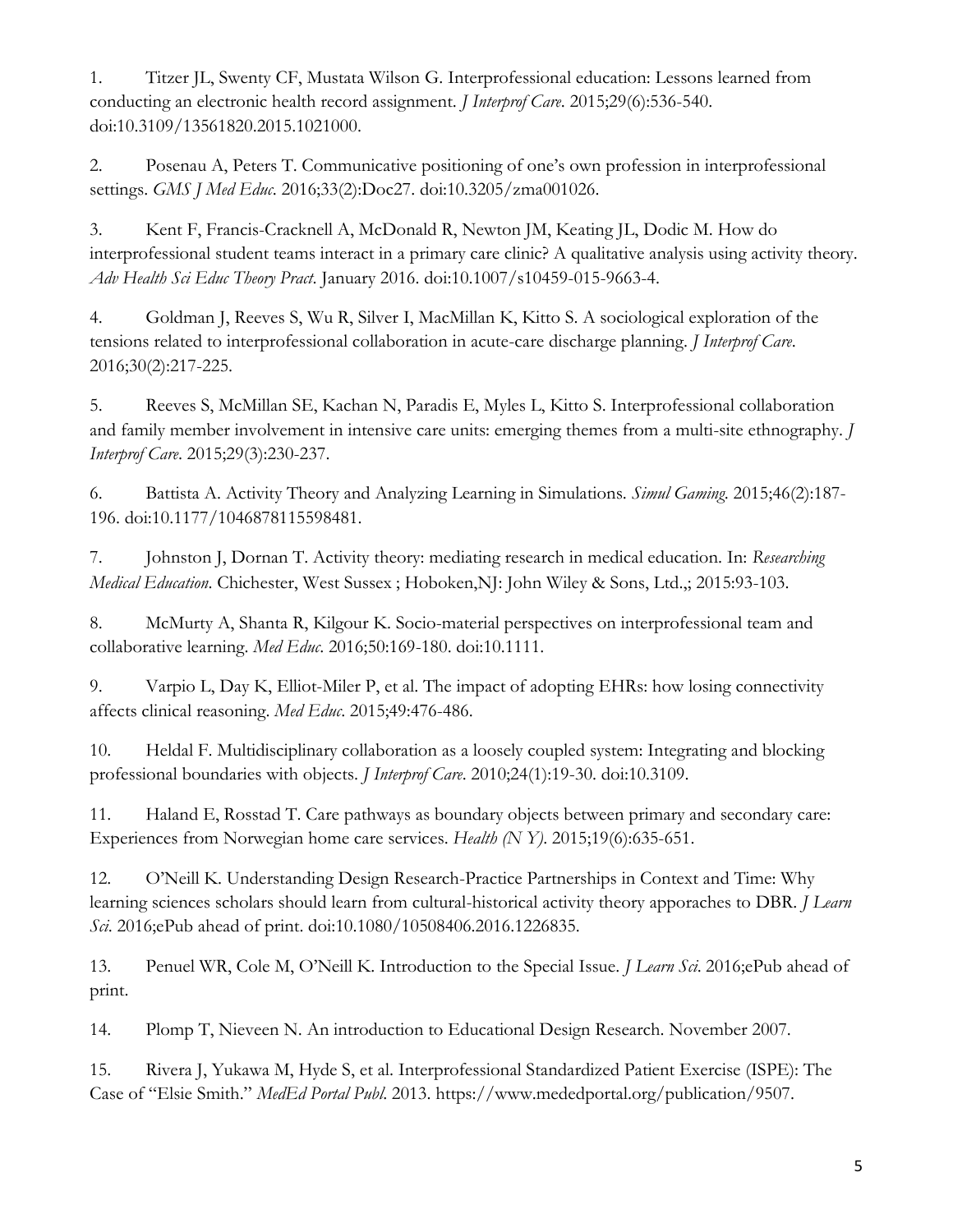1. Titzer JL, Swenty CF, Mustata Wilson G. Interprofessional education: Lessons learned from conducting an electronic health record assignment. *J Interprof Care*. 2015;29(6):536-540. doi:10.3109/13561820.2015.1021000.

2. Posenau A, Peters T. Communicative positioning of one's own profession in interprofessional settings. *GMS J Med Educ*. 2016;33(2):Doc27. doi:10.3205/zma001026.

3. Kent F, Francis-Cracknell A, McDonald R, Newton JM, Keating JL, Dodic M. How do interprofessional student teams interact in a primary care clinic? A qualitative analysis using activity theory. *Adv Health Sci Educ Theory Pract*. January 2016. doi:10.1007/s10459-015-9663-4.

4. Goldman J, Reeves S, Wu R, Silver I, MacMillan K, Kitto S. A sociological exploration of the tensions related to interprofessional collaboration in acute-care discharge planning. *J Interprof Care*. 2016;30(2):217-225.

5. Reeves S, McMillan SE, Kachan N, Paradis E, Myles L, Kitto S. Interprofessional collaboration and family member involvement in intensive care units: emerging themes from a multi-site ethnography. *J Interprof Care*. 2015;29(3):230-237.

6. Battista A. Activity Theory and Analyzing Learning in Simulations. *Simul Gaming*. 2015;46(2):187-196. doi:10.1177/1046878115598481.

7. Johnston J, Dornan T. Activity theory: mediating research in medical education. In: *Researching Medical Education*. Chichester, West Sussex ; Hoboken,NJ: John Wiley & Sons, Ltd.,; 2015:93-103.

8. McMurty A, Shanta R, Kilgour K. Socio-material perspectives on interprofessional team and collaborative learning. *Med Educ*. 2016;50:169-180. doi:10.1111.

9. Varpio L, Day K, Elliot-Miler P, et al. The impact of adopting EHRs: how losing connectivity affects clinical reasoning. *Med Educ*. 2015;49:476-486.

10. Heldal F. Multidisciplinary collaboration as a loosely coupled system: Integrating and blocking professional boundaries with objects. *J Interprof Care*. 2010;24(1):19-30. doi:10.3109.

11. Haland E, Rosstad T. Care pathways as boundary objects between primary and secondary care: Experiences from Norwegian home care services. *Health (N Y)*. 2015;19(6):635-651.

12. O'Neill K. Understanding Design Research-Practice Partnerships in Context and Time: Why learning sciences scholars should learn from cultural-historical activity theory apporaches to DBR. *J Learn Sci*. 2016;ePub ahead of print. doi:10.1080/10508406.2016.1226835.

13. Penuel WR, Cole M, O'Neill K. Introduction to the Special Issue. *J Learn Sci*. 2016;ePub ahead of print.

14. Plomp T, Nieveen N. An introduction to Educational Design Research. November 2007.

15. Rivera J, Yukawa M, Hyde S, et al. Interprofessional Standardized Patient Exercise (ISPE): The Case of "Elsie Smith." *MedEd Portal Publ*. 2013. https://www.mededportal.org/publication/9507.